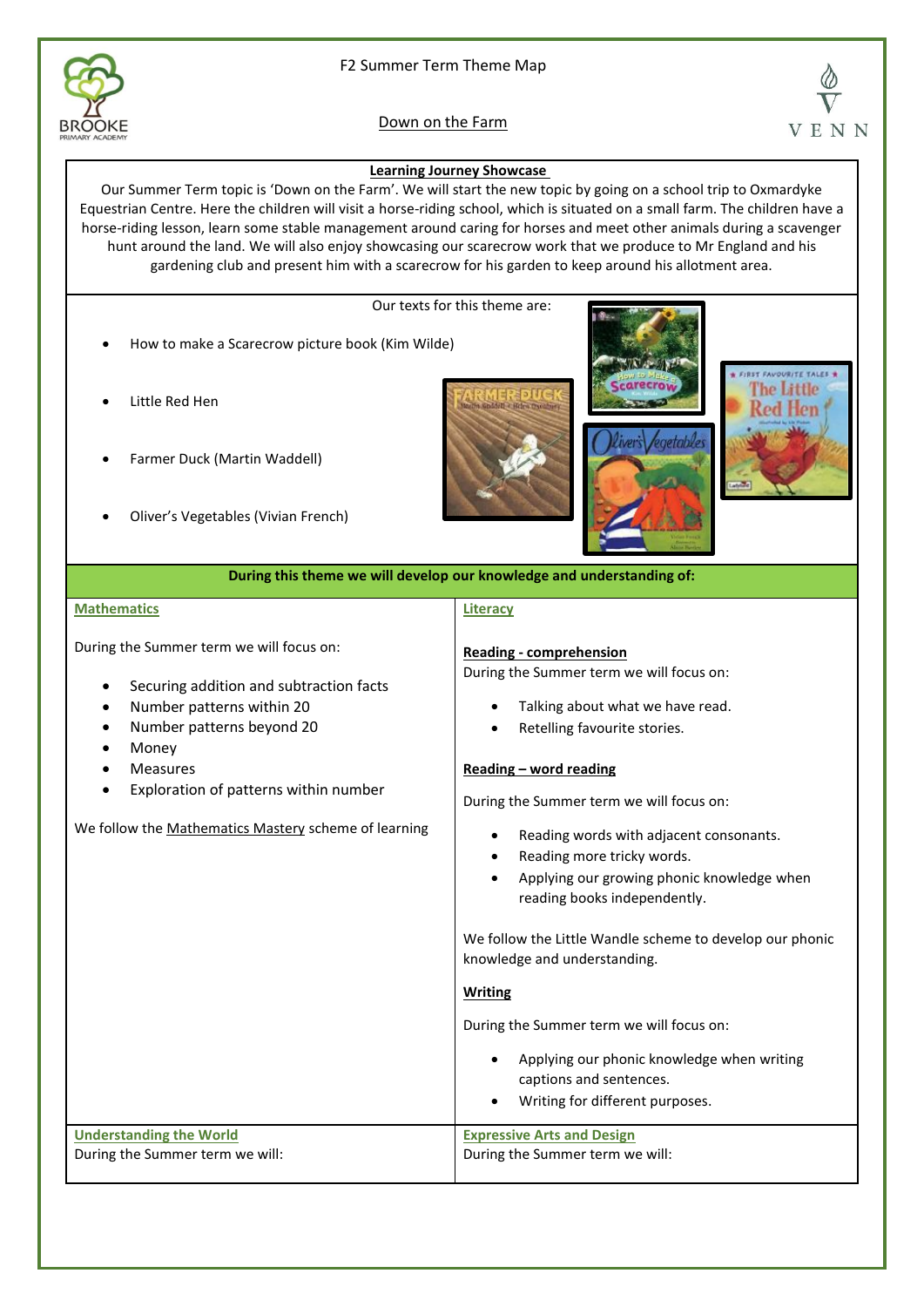# F2 Summer Term Theme Map

## Down on the Farm

### Learning Journey Showcase

Our Summer Term topic is 'Down on the Farm'. We will start the new topic by going on a school trip to Oxmardyke Equestrian Centre. Here the children will visit a horse-riding school, which is situated on a small farm. The children have a horse-riding lesson, learn some stable management around caring for horses and meet other animals during a scavenger hunt around the land. We will also enjoy showcasing our scarecrow work that we produce to Mr England and his gardening club and present him with a scarecrow for his garden to keep around his allotment area.

Our texts for this theme are:

- How to make a Scarecrow picture book (Kim Wilde)
- Little Red Hen
- Farmer Duck (Martin Waddell)
- Oliver's Vegetables (Vivian French)

**During this theme we will develop our knowledge and understanding of:**

### Mathematics

During the Summer term we will focus on:

- Securing addition and subtraction facts
- Number patterns within 20
- Number patterns beyond 20
- Money
- Measures
- Exploration of patterns within number

We follow the Mathematics Mastery scheme of learning

### Literacy

**Reading - comprehension**

During the Summer term we will focus on:

- Talking about what we have read.
- Retelling favourite stories.

**Reading – word reading**

During the Summer term we will focus on:

- Reading words with adjacent consonants.
- Reading more tricky words.
- Applying our growing phonic knowledge when reading books independently.

We follow the Little Wandle scheme to develop our phonic knowledge and understanding.

**Writing**

During the Summer term we will focus on:

- Applying our phonic knowledge when writing captions and sentences.
- Writing for different purposes.

### Understanding the World

During the Summer term we will:

### Expressive Arts and Design

During the Summer term we will: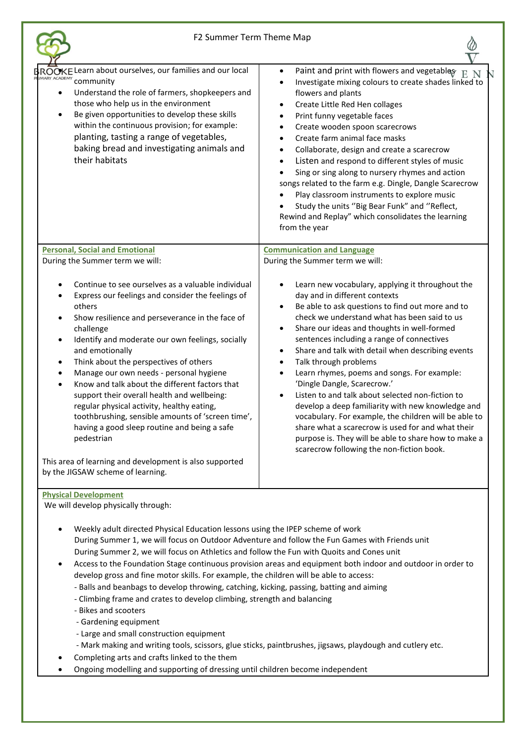F2 Summer Term Theme Map

- Learn about ourselves, our families and our local community
- Understand the role of farmers, shopkeepers and those who help us in the environment
- Be given opportunities to develop these skills within the continuous provision; for example: planting, tasting a range of vegetables, baking bread and investigating animals and their habitats

- Paint and print with flowers and vegetables
- Investigate mixing colours to create shades linked to flowers and plants
- Create Little Red Hen collages
- Print funny vegetable faces
- Create wooden spoon scarecrows
- Create farm animal face masks
- Collaborate, design and create a scarecrow
- Listen and respond to different styles of music
- Sing or sing along to nursery rhymes and action songs related to the farm e.g. Dingle, Dangle Scarecrow
- Play classroom instruments to explore music
- Study the units ''Big Bear Funk" and ''Reflect, Rewind and Replay" which consolidates the learning from the year

## Personal, Social and Emotional

During the Summer term we will:

- Continue to see ourselves as a valuable individual
- Express our feelings and consider the feelings of others
- Show resilience and perseverance in the face of challenge
- Identify and moderate our own feelings, socially and emotionally
- Think about the perspectives of others
- Manage our own needs - personal hygiene
- Know and talk about the different factors that support their overall health and wellbeing: regular physical activity, healthy eating, toothbrushing, sensible amounts of 'screen time', having a good sleep routine and being a safe pedestrian

This area of learning and development is also supported by the JIGSAW scheme of learning.

## Communication and Language

During the Summer term we will:

- Learn new vocabulary, applying it throughout the day and in different contexts
- Be able to ask questions to find out more and to check we understand what has been said to us
- Share our ideas and thoughts in well-formed sentences including a range of connectives
- Share and talk with detail when describing events
- Talk through problems
- Learn rhymes, poems and songs. For example: 'Dingle Dangle, Scarecrow.'
- Listen to and talk about selected non-fiction to develop a deep familiarity with new knowledge and vocabulary. For example, the children will be able to share what a scarecrow is used for and what their purpose is. They will be able to share how to make a scarecrow following the non-fiction book.

## Physical Development

We will develop physically through:

- Weekly adult directed Physical Education lessons using the IPEP scheme of work
  During Summer 1, we will focus on Outdoor Adventure and follow the Fun Games with Friends unit
  During Summer 2, we will focus on Athletics and follow the Fun with Quoits and Cones unit
- Access to the Foundation Stage continuous provision areas and equipment both indoor and outdoor in order to develop gross and fine motor skills. For example, the children will be able to access:
  - Balls and beanbags to develop throwing, catching, kicking, passing, batting and aiming
  - Climbing frame and crates to develop climbing, strength and balancing
  - Bikes and scooters
  - Gardening equipment
  - Large and small construction equipment
  - Mark making and writing tools, scissors, glue sticks, paintbrushes, jigsaws, playdough and cutlery etc.
- Completing arts and crafts linked to the them
- Ongoing modelling and supporting of dressing until children become independent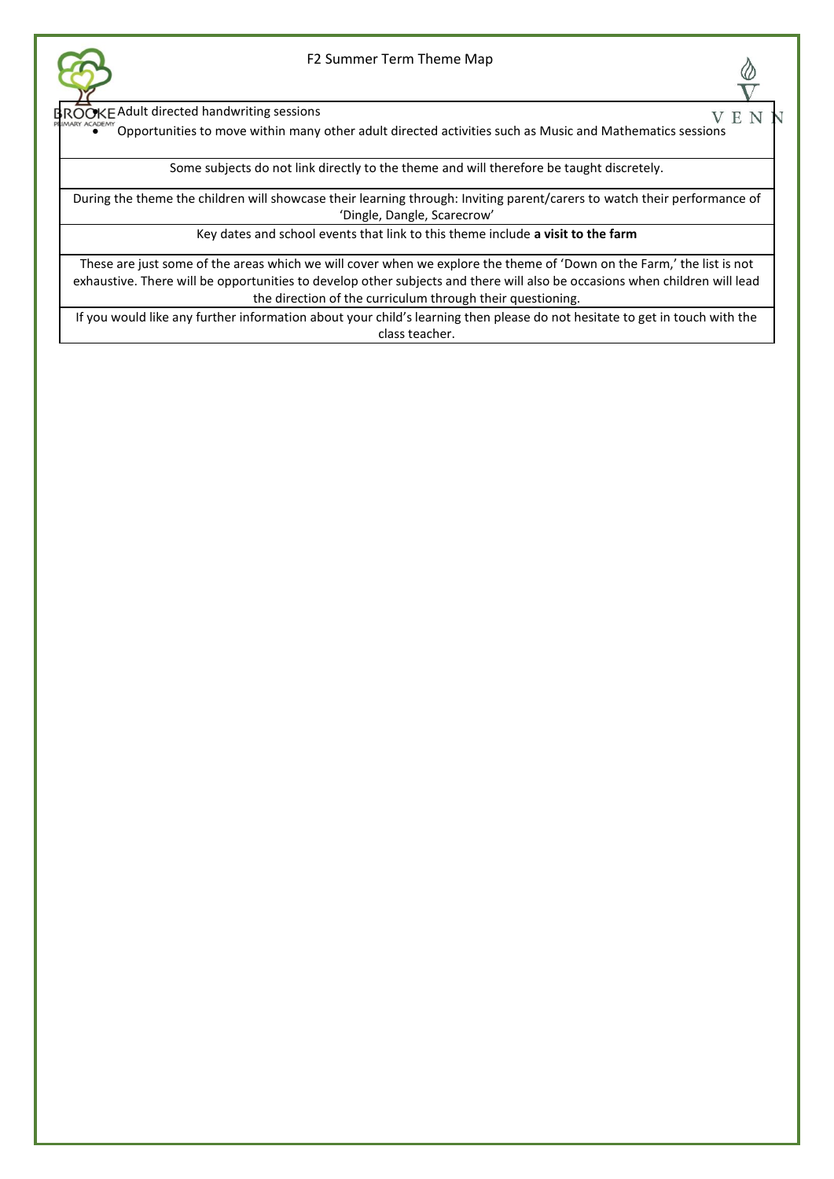F2 Summer Term Theme Map

- Adult directed handwriting sessions
- Opportunities to move within many other adult directed activities such as Music and Mathematics sessions

Some subjects do not link directly to the theme and will therefore be taught discretely.

During the theme the children will showcase their learning through: Inviting parent/carers to watch their performance of 'Dingle, Dangle, Scarecrow'

Key dates and school events that link to this theme include **a visit to the farm**

These are just some of the areas which we will cover when we explore the theme of 'Down on the Farm,' the list is not exhaustive. There will be opportunities to develop other subjects and there will also be occasions when children will lead the direction of the curriculum through their questioning.

If you would like any further information about your child's learning then please do not hesitate to get in touch with the class teacher.